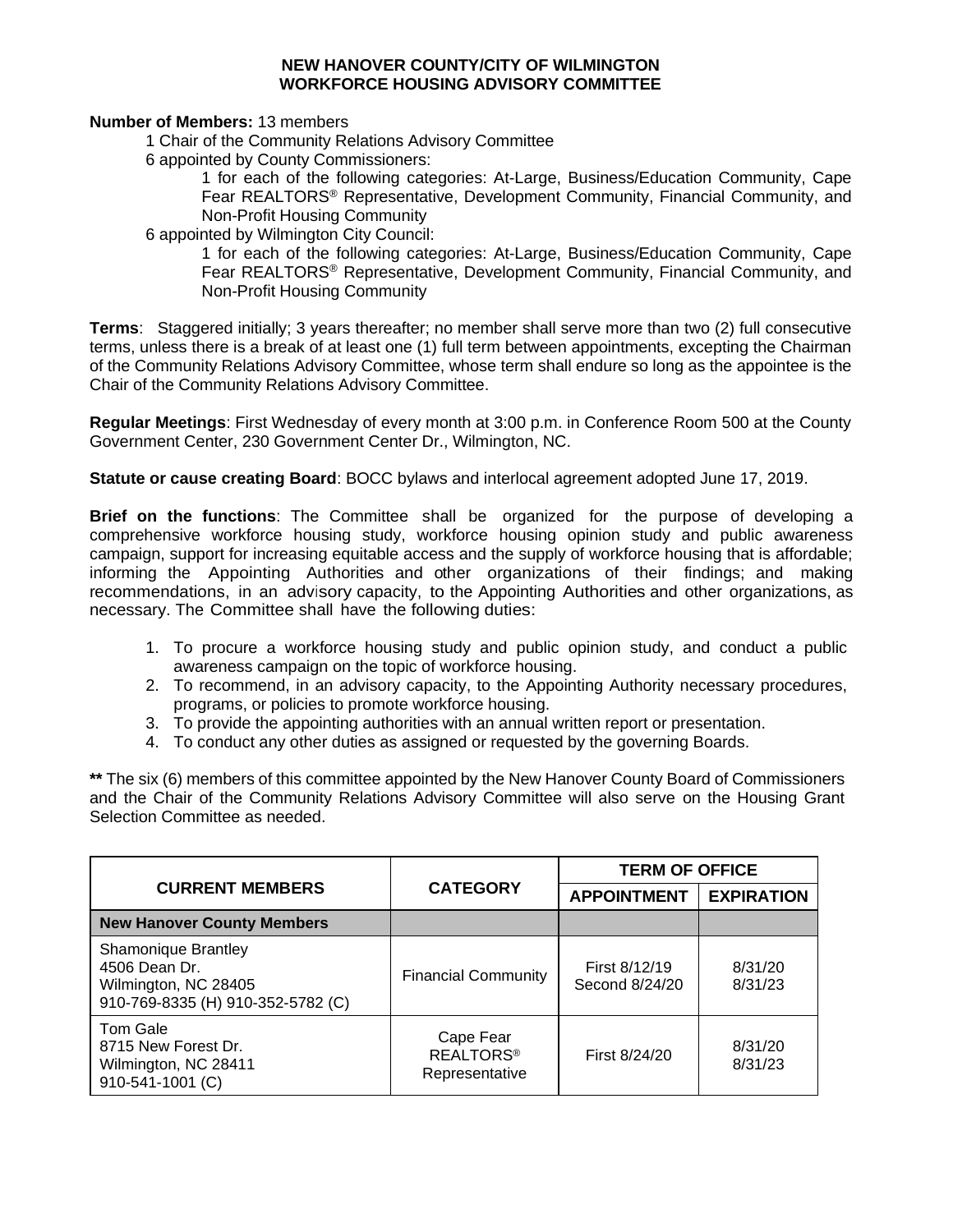# NEW HANOVER COUNTY/CITY OF WILMINGTON
# WORKFORCE HOUSING ADVISORY COMMITTEE

**Number of Members:** 13 members

- 1 Chair of the Community Relations Advisory Committee
- 6 appointed by County Commissioners:
  - 1 for each of the following categories: At-Large, Business/Education Community, Cape Fear REALTORS® Representative, Development Community, Financial Community, and Non-Profit Housing Community
- 6 appointed by Wilmington City Council:
  - 1 for each of the following categories: At-Large, Business/Education Community, Cape Fear REALTORS® Representative, Development Community, Financial Community, and Non-Profit Housing Community

**Terms**: Staggered initially; 3 years thereafter; no member shall serve more than two (2) full consecutive terms, unless there is a break of at least one (1) full term between appointments, excepting the Chairman of the Community Relations Advisory Committee, whose term shall endure so long as the appointee is the Chair of the Community Relations Advisory Committee.

**Regular Meetings**: First Wednesday of every month at 3:00 p.m. in Conference Room 500 at the County Government Center, 230 Government Center Dr., Wilmington, NC.

**Statute or cause creating Board**: BOCC bylaws and interlocal agreement adopted June 17, 2019.

**Brief on the functions**: The Committee shall be organized for the purpose of developing a comprehensive workforce housing study, workforce housing opinion study and public awareness campaign, support for increasing equitable access and the supply of workforce housing that is affordable; informing the Appointing Authorities and other organizations of their findings; and making recommendations, in an advisory capacity, to the Appointing Authorities and other organizations, as necessary. The Committee shall have the following duties:

1. To procure a workforce housing study and public opinion study, and conduct a public awareness campaign on the topic of workforce housing.
2. To recommend, in an advisory capacity, to the Appointing Authority necessary procedures, programs, or policies to promote workforce housing.
3. To provide the appointing authorities with an annual written report or presentation.
4. To conduct any other duties as assigned or requested by the governing Boards.

**\*\*** The six (6) members of this committee appointed by the New Hanover County Board of Commissioners and the Chair of the Community Relations Advisory Committee will also serve on the Housing Grant Selection Committee as needed.

| CURRENT MEMBERS | CATEGORY | TERM OF OFFICE | |
|---|---|---|---|
| | | APPOINTMENT | EXPIRATION |
| **New Hanover County Members** | | | |
| Shamonique Brantley<br>4506 Dean Dr.<br>Wilmington, NC 28405<br>910-769-8335 (H) 910-352-5782 (C) | Financial Community | First 8/12/19<br>Second 8/24/20 | 8/31/20<br>8/31/23 |
| Tom Gale<br>8715 New Forest Dr.<br>Wilmington, NC 28411<br>910-541-1001 (C) | Cape Fear REALTORS® Representative | First 8/24/20 | 8/31/20<br>8/31/23 |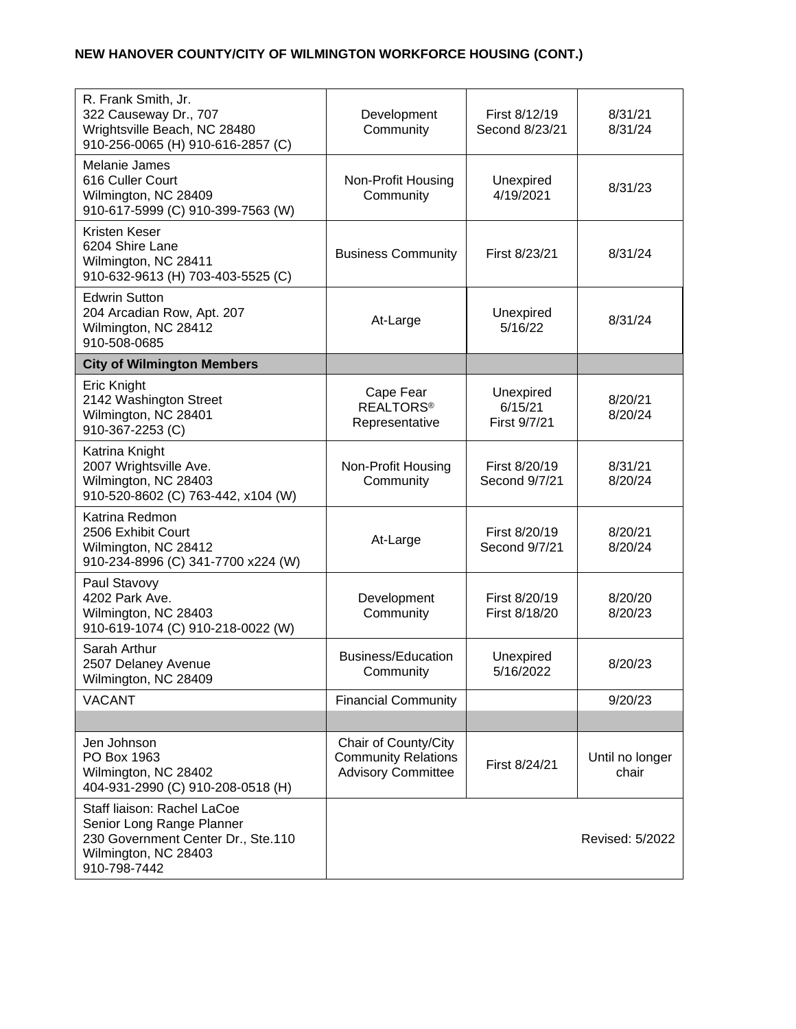**NEW HANOVER COUNTY/CITY OF WILMINGTON WORKFORCE HOUSING (CONT.)**

| | | | |
|---|---|---|---|
| R. Frank Smith, Jr.<br>322 Causeway Dr., 707<br>Wrightsville Beach, NC 28480<br>910-256-0065 (H) 910-616-2857 (C) | Development Community | First 8/12/19<br>Second 8/23/21 | 8/31/21<br>8/31/24 |
| Melanie James<br>616 Culler Court<br>Wilmington, NC 28409<br>910-617-5999 (C) 910-399-7563 (W) | Non-Profit Housing Community | Unexpired<br>4/19/2021 | 8/31/23 |
| Kristen Keser<br>6204 Shire Lane<br>Wilmington, NC 28411<br>910-632-9613 (H) 703-403-5525 (C) | Business Community | First 8/23/21 | 8/31/24 |
| Edwrin Sutton<br>204 Arcadian Row, Apt. 207<br>Wilmington, NC 28412<br>910-508-0685 | At-Large | Unexpired<br>5/16/22 | 8/31/24 |
| **City of Wilmington Members** | | | |
| Eric Knight<br>2142 Washington Street<br>Wilmington, NC 28401<br>910-367-2253 (C) | Cape Fear REALTORS® Representative | Unexpired<br>6/15/21<br>First 9/7/21 | 8/20/21<br>8/20/24 |
| Katrina Knight<br>2007 Wrightsville Ave.<br>Wilmington, NC 28403<br>910-520-8602 (C) 763-442, x104 (W) | Non-Profit Housing Community | First 8/20/19<br>Second 9/7/21 | 8/31/21<br>8/20/24 |
| Katrina Redmon<br>2506 Exhibit Court<br>Wilmington, NC 28412<br>910-234-8996 (C) 341-7700 x224 (W) | At-Large | First 8/20/19<br>Second 9/7/21 | 8/20/21<br>8/20/24 |
| Paul Stavovy<br>4202 Park Ave.<br>Wilmington, NC 28403<br>910-619-1074 (C) 910-218-0022 (W) | Development Community | First 8/20/19<br>First 8/18/20 | 8/20/20<br>8/20/23 |
| Sarah Arthur<br>2507 Delaney Avenue<br>Wilmington, NC 28409 | Business/Education Community | Unexpired<br>5/16/2022 | 8/20/23 |
| VACANT | Financial Community | | 9/20/23 |
| | | | |
| Jen Johnson<br>PO Box 1963<br>Wilmington, NC 28402<br>404-931-2990 (C) 910-208-0518 (H) | Chair of County/City Community Relations Advisory Committee | First 8/24/21 | Until no longer chair |
| Staff liaison: Rachel LaCoe<br>Senior Long Range Planner<br>230 Government Center Dr., Ste.110<br>Wilmington, NC 28403<br>910-798-7442 | | | Revised: 5/2022 |